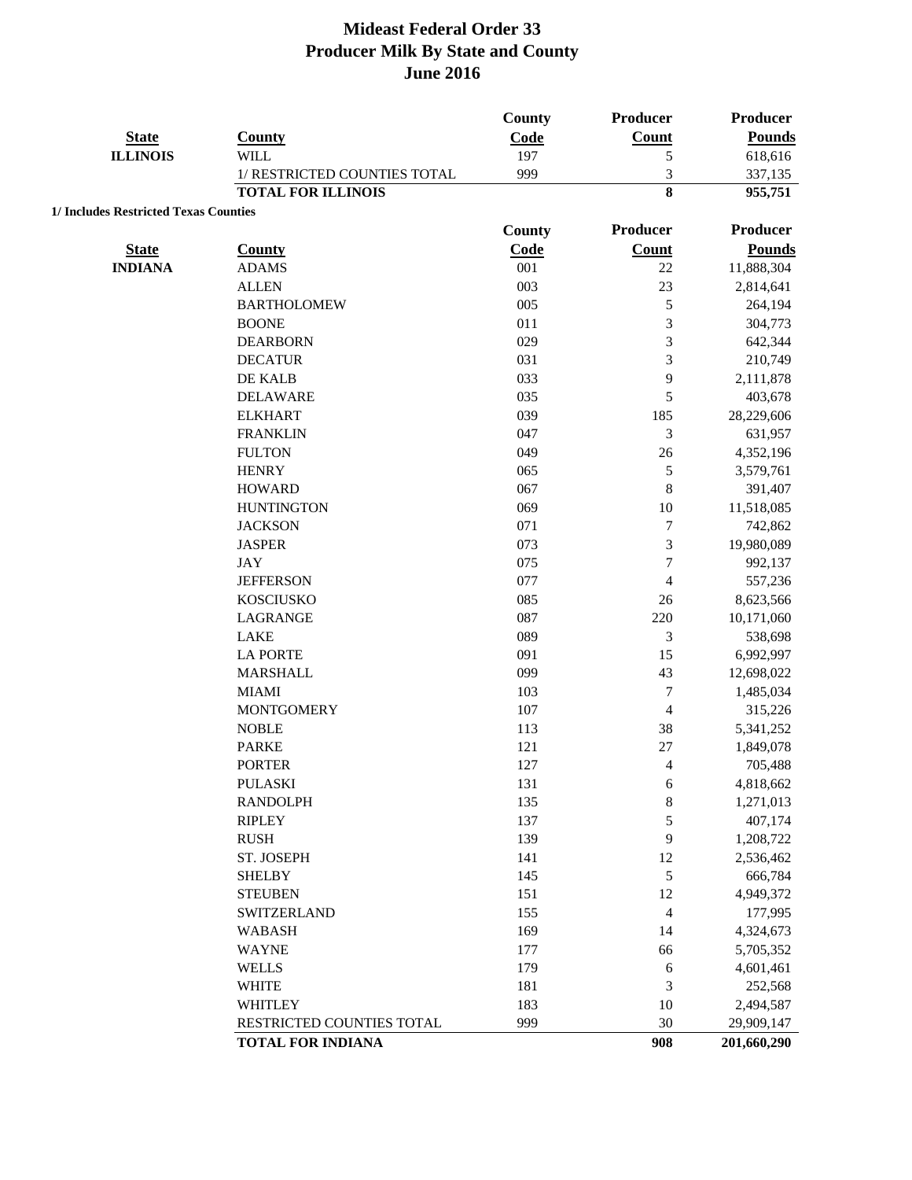# Mideast Federal Order 33
# Producer Milk By State and County
# June 2016

| State | County | County Code | Producer Count | Producer Pounds |
|---|---|---|---|---|
| ILLINOIS | WILL | 197 | 5 | 618,616 |
| | 1/ RESTRICTED COUNTIES TOTAL | 999 | 3 | 337,135 |
| | **TOTAL FOR ILLINOIS** | | **8** | **955,751** |

**1/ Includes Restricted Texas Counties**

| State | County | County Code | Producer Count | Producer Pounds |
|---|---|---|---|---|
| INDIANA | ADAMS | 001 | 22 | 11,888,304 |
| | ALLEN | 003 | 23 | 2,814,641 |
| | BARTHOLOMEW | 005 | 5 | 264,194 |
| | BOONE | 011 | 3 | 304,773 |
| | DEARBORN | 029 | 3 | 642,344 |
| | DECATUR | 031 | 3 | 210,749 |
| | DE KALB | 033 | 9 | 2,111,878 |
| | DELAWARE | 035 | 5 | 403,678 |
| | ELKHART | 039 | 185 | 28,229,606 |
| | FRANKLIN | 047 | 3 | 631,957 |
| | FULTON | 049 | 26 | 4,352,196 |
| | HENRY | 065 | 5 | 3,579,761 |
| | HOWARD | 067 | 8 | 391,407 |
| | HUNTINGTON | 069 | 10 | 11,518,085 |
| | JACKSON | 071 | 7 | 742,862 |
| | JASPER | 073 | 3 | 19,980,089 |
| | JAY | 075 | 7 | 992,137 |
| | JEFFERSON | 077 | 4 | 557,236 |
| | KOSCIUSKO | 085 | 26 | 8,623,566 |
| | LAGRANGE | 087 | 220 | 10,171,060 |
| | LAKE | 089 | 3 | 538,698 |
| | LA PORTE | 091 | 15 | 6,992,997 |
| | MARSHALL | 099 | 43 | 12,698,022 |
| | MIAMI | 103 | 7 | 1,485,034 |
| | MONTGOMERY | 107 | 4 | 315,226 |
| | NOBLE | 113 | 38 | 5,341,252 |
| | PARKE | 121 | 27 | 1,849,078 |
| | PORTER | 127 | 4 | 705,488 |
| | PULASKI | 131 | 6 | 4,818,662 |
| | RANDOLPH | 135 | 8 | 1,271,013 |
| | RIPLEY | 137 | 5 | 407,174 |
| | RUSH | 139 | 9 | 1,208,722 |
| | ST. JOSEPH | 141 | 12 | 2,536,462 |
| | SHELBY | 145 | 5 | 666,784 |
| | STEUBEN | 151 | 12 | 4,949,372 |
| | SWITZERLAND | 155 | 4 | 177,995 |
| | WABASH | 169 | 14 | 4,324,673 |
| | WAYNE | 177 | 66 | 5,705,352 |
| | WELLS | 179 | 6 | 4,601,461 |
| | WHITE | 181 | 3 | 252,568 |
| | WHITLEY | 183 | 10 | 2,494,587 |
| | RESTRICTED COUNTIES TOTAL | 999 | 30 | 29,909,147 |
| | **TOTAL FOR INDIANA** | | **908** | **201,660,290** |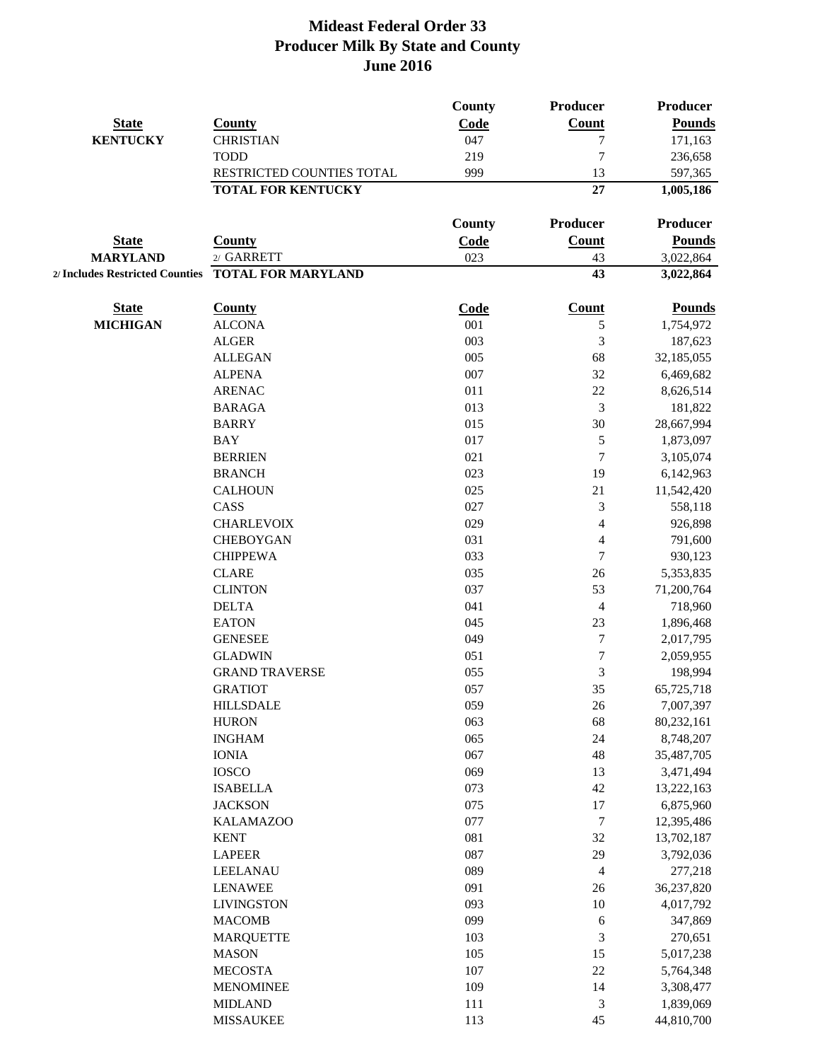# Mideast Federal Order 33
## Producer Milk By State and County
## June 2016

| State | County | County Code | Producer Count | Producer Pounds |
|---|---|---|---|---|
| KENTUCKY | CHRISTIAN | 047 | 7 | 171,163 |
| | TODD | 219 | 7 | 236,658 |
| | RESTRICTED COUNTIES TOTAL | 999 | 13 | 597,365 |
| | **TOTAL FOR KENTUCKY** | | **27** | **1,005,186** |

| State | County | County Code | Producer Count | Producer Pounds |
|---|---|---|---|---|
| MARYLAND | 2/ GARRETT | 023 | 43 | 3,022,864 |
| 2/ Includes Restricted Counties | **TOTAL FOR MARYLAND** | | **43** | **3,022,864** |

| State | County | Code | Count | Pounds |
|---|---|---|---|---|
| MICHIGAN | ALCONA | 001 | 5 | 1,754,972 |
| | ALGER | 003 | 3 | 187,623 |
| | ALLEGAN | 005 | 68 | 32,185,055 |
| | ALPENA | 007 | 32 | 6,469,682 |
| | ARENAC | 011 | 22 | 8,626,514 |
| | BARAGA | 013 | 3 | 181,822 |
| | BARRY | 015 | 30 | 28,667,994 |
| | BAY | 017 | 5 | 1,873,097 |
| | BERRIEN | 021 | 7 | 3,105,074 |
| | BRANCH | 023 | 19 | 6,142,963 |
| | CALHOUN | 025 | 21 | 11,542,420 |
| | CASS | 027 | 3 | 558,118 |
| | CHARLEVOIX | 029 | 4 | 926,898 |
| | CHEBOYGAN | 031 | 4 | 791,600 |
| | CHIPPEWA | 033 | 7 | 930,123 |
| | CLARE | 035 | 26 | 5,353,835 |
| | CLINTON | 037 | 53 | 71,200,764 |
| | DELTA | 041 | 4 | 718,960 |
| | EATON | 045 | 23 | 1,896,468 |
| | GENESEE | 049 | 7 | 2,017,795 |
| | GLADWIN | 051 | 7 | 2,059,955 |
| | GRAND TRAVERSE | 055 | 3 | 198,994 |
| | GRATIOT | 057 | 35 | 65,725,718 |
| | HILLSDALE | 059 | 26 | 7,007,397 |
| | HURON | 063 | 68 | 80,232,161 |
| | INGHAM | 065 | 24 | 8,748,207 |
| | IONIA | 067 | 48 | 35,487,705 |
| | IOSCO | 069 | 13 | 3,471,494 |
| | ISABELLA | 073 | 42 | 13,222,163 |
| | JACKSON | 075 | 17 | 6,875,960 |
| | KALAMAZOO | 077 | 7 | 12,395,486 |
| | KENT | 081 | 32 | 13,702,187 |
| | LAPEER | 087 | 29 | 3,792,036 |
| | LEELANAU | 089 | 4 | 277,218 |
| | LENAWEE | 091 | 26 | 36,237,820 |
| | LIVINGSTON | 093 | 10 | 4,017,792 |
| | MACOMB | 099 | 6 | 347,869 |
| | MARQUETTE | 103 | 3 | 270,651 |
| | MASON | 105 | 15 | 5,017,238 |
| | MECOSTA | 107 | 22 | 5,764,348 |
| | MENOMINEE | 109 | 14 | 3,308,477 |
| | MIDLAND | 111 | 3 | 1,839,069 |
| | MISSAUKEE | 113 | 45 | 44,810,700 |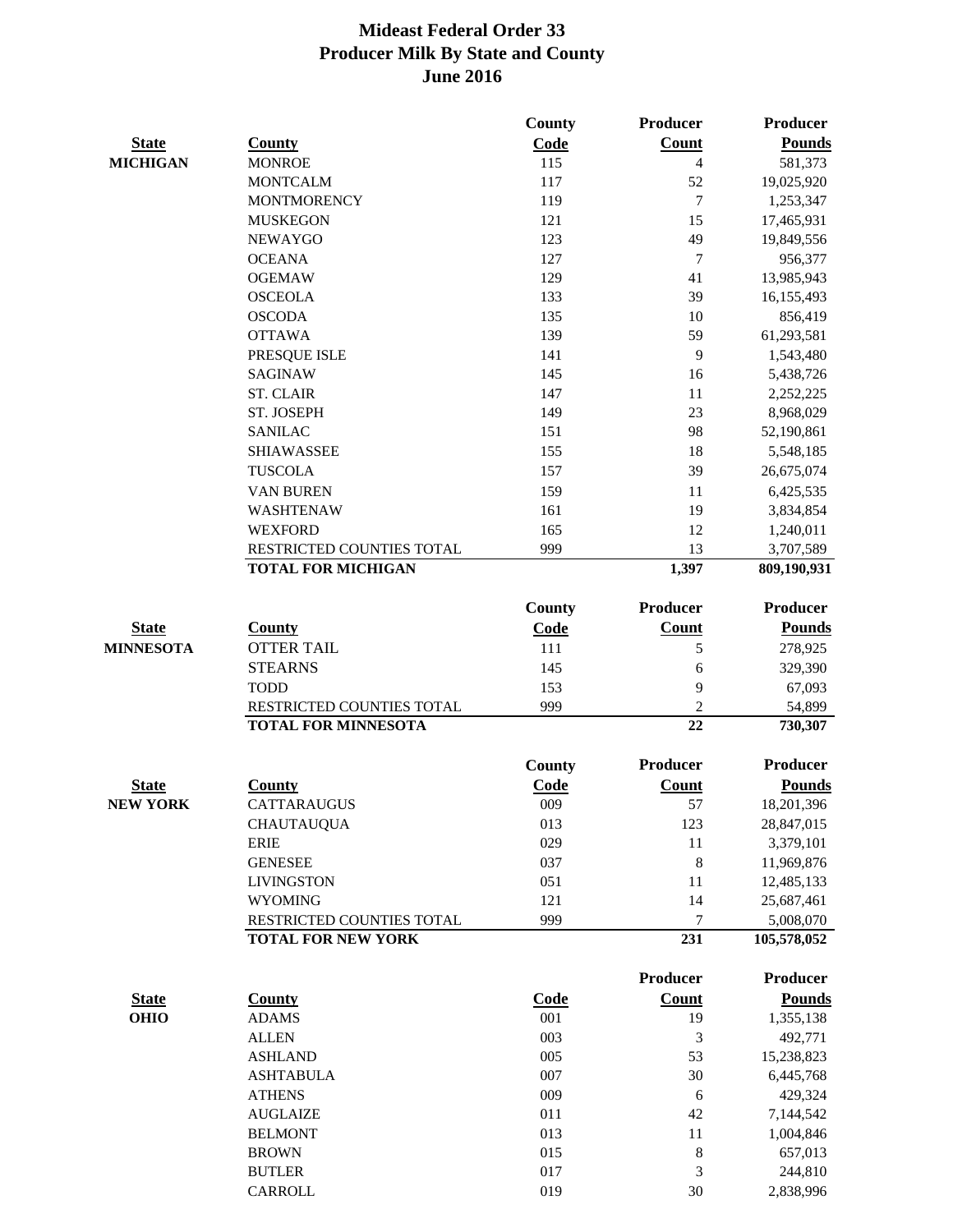# Mideast Federal Order 33
## Producer Milk By State and County
## June 2016

| State | County | County Code | Producer Count | Producer Pounds |
|---|---|---|---|---|
| MICHIGAN | MONROE | 115 | 4 | 581,373 |
| | MONTCALM | 117 | 52 | 19,025,920 |
| | MONTMORENCY | 119 | 7 | 1,253,347 |
| | MUSKEGON | 121 | 15 | 17,465,931 |
| | NEWAYGO | 123 | 49 | 19,849,556 |
| | OCEANA | 127 | 7 | 956,377 |
| | OGEMAW | 129 | 41 | 13,985,943 |
| | OSCEOLA | 133 | 39 | 16,155,493 |
| | OSCODA | 135 | 10 | 856,419 |
| | OTTAWA | 139 | 59 | 61,293,581 |
| | PRESQUE ISLE | 141 | 9 | 1,543,480 |
| | SAGINAW | 145 | 16 | 5,438,726 |
| | ST. CLAIR | 147 | 11 | 2,252,225 |
| | ST. JOSEPH | 149 | 23 | 8,968,029 |
| | SANILAC | 151 | 98 | 52,190,861 |
| | SHIAWASSEE | 155 | 18 | 5,548,185 |
| | TUSCOLA | 157 | 39 | 26,675,074 |
| | VAN BUREN | 159 | 11 | 6,425,535 |
| | WASHTENAW | 161 | 19 | 3,834,854 |
| | WEXFORD | 165 | 12 | 1,240,011 |
| | RESTRICTED COUNTIES TOTAL | 999 | 13 | 3,707,589 |
| | **TOTAL FOR MICHIGAN** | | **1,397** | **809,190,931** |

| State | County | County Code | Producer Count | Producer Pounds |
|---|---|---|---|---|
| MINNESOTA | OTTER TAIL | 111 | 5 | 278,925 |
| | STEARNS | 145 | 6 | 329,390 |
| | TODD | 153 | 9 | 67,093 |
| | RESTRICTED COUNTIES TOTAL | 999 | 2 | 54,899 |
| | **TOTAL FOR MINNESOTA** | | **22** | **730,307** |

| State | County | County Code | Producer Count | Producer Pounds |
|---|---|---|---|---|
| NEW YORK | CATTARAUGUS | 009 | 57 | 18,201,396 |
| | CHAUTAUQUA | 013 | 123 | 28,847,015 |
| | ERIE | 029 | 11 | 3,379,101 |
| | GENESEE | 037 | 8 | 11,969,876 |
| | LIVINGSTON | 051 | 11 | 12,485,133 |
| | WYOMING | 121 | 14 | 25,687,461 |
| | RESTRICTED COUNTIES TOTAL | 999 | 7 | 5,008,070 |
| | **TOTAL FOR NEW YORK** | | **231** | **105,578,052** |

| State | County | Code | Producer Count | Producer Pounds |
|---|---|---|---|---|
| OHIO | ADAMS | 001 | 19 | 1,355,138 |
| | ALLEN | 003 | 3 | 492,771 |
| | ASHLAND | 005 | 53 | 15,238,823 |
| | ASHTABULA | 007 | 30 | 6,445,768 |
| | ATHENS | 009 | 6 | 429,324 |
| | AUGLAIZE | 011 | 42 | 7,144,542 |
| | BELMONT | 013 | 11 | 1,004,846 |
| | BROWN | 015 | 8 | 657,013 |
| | BUTLER | 017 | 3 | 244,810 |
| | CARROLL | 019 | 30 | 2,838,996 |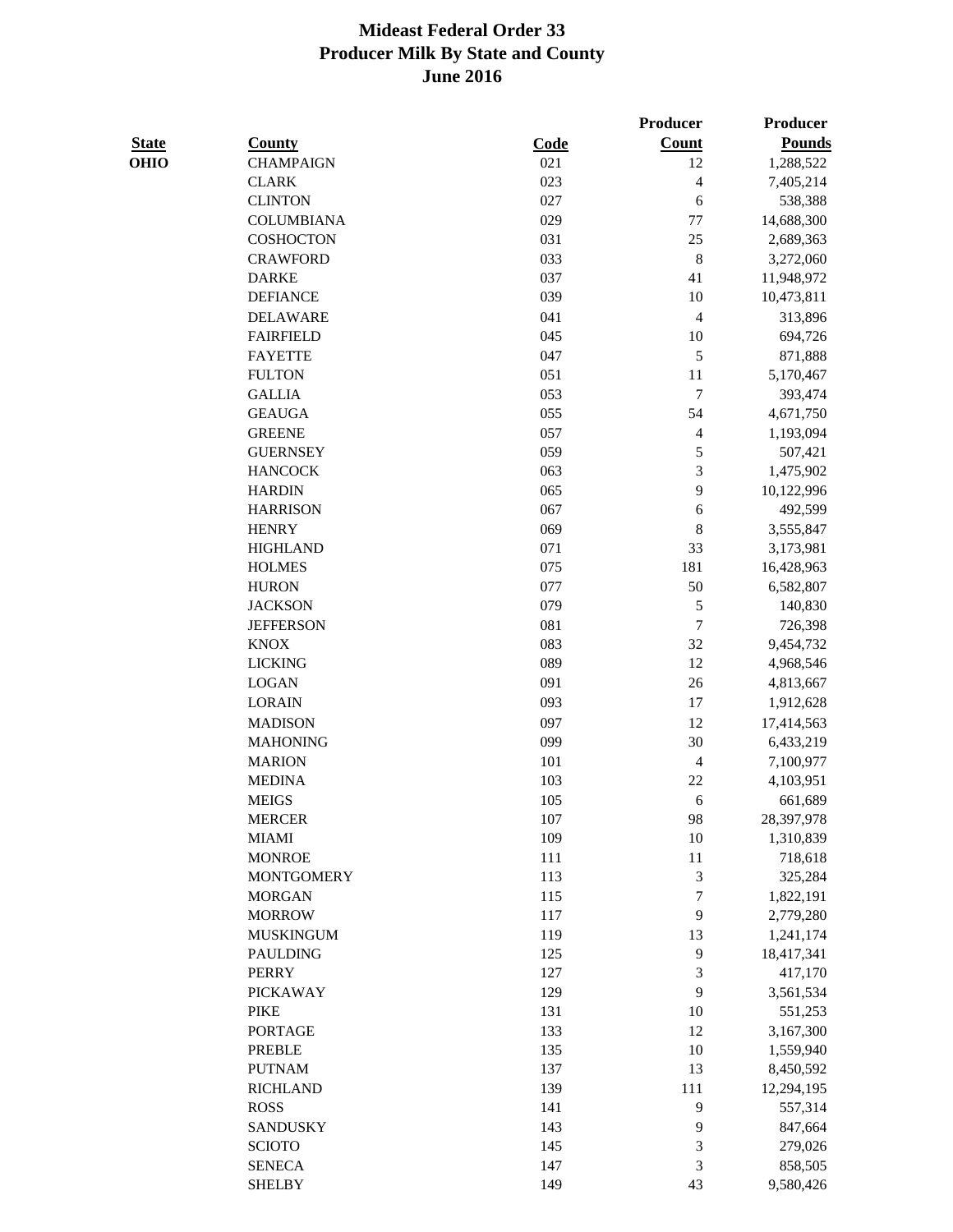# Mideast Federal Order 33
## Producer Milk By State and County
## June 2016

| State | County | Code | Producer Count | Producer Pounds |
|---|---|---|---|---|
| OHIO | CHAMPAIGN | 021 | 12 | 1,288,522 |
| | CLARK | 023 | 4 | 7,405,214 |
| | CLINTON | 027 | 6 | 538,388 |
| | COLUMBIANA | 029 | 77 | 14,688,300 |
| | COSHOCTON | 031 | 25 | 2,689,363 |
| | CRAWFORD | 033 | 8 | 3,272,060 |
| | DARKE | 037 | 41 | 11,948,972 |
| | DEFIANCE | 039 | 10 | 10,473,811 |
| | DELAWARE | 041 | 4 | 313,896 |
| | FAIRFIELD | 045 | 10 | 694,726 |
| | FAYETTE | 047 | 5 | 871,888 |
| | FULTON | 051 | 11 | 5,170,467 |
| | GALLIA | 053 | 7 | 393,474 |
| | GEAUGA | 055 | 54 | 4,671,750 |
| | GREENE | 057 | 4 | 1,193,094 |
| | GUERNSEY | 059 | 5 | 507,421 |
| | HANCOCK | 063 | 3 | 1,475,902 |
| | HARDIN | 065 | 9 | 10,122,996 |
| | HARRISON | 067 | 6 | 492,599 |
| | HENRY | 069 | 8 | 3,555,847 |
| | HIGHLAND | 071 | 33 | 3,173,981 |
| | HOLMES | 075 | 181 | 16,428,963 |
| | HURON | 077 | 50 | 6,582,807 |
| | JACKSON | 079 | 5 | 140,830 |
| | JEFFERSON | 081 | 7 | 726,398 |
| | KNOX | 083 | 32 | 9,454,732 |
| | LICKING | 089 | 12 | 4,968,546 |
| | LOGAN | 091 | 26 | 4,813,667 |
| | LORAIN | 093 | 17 | 1,912,628 |
| | MADISON | 097 | 12 | 17,414,563 |
| | MAHONING | 099 | 30 | 6,433,219 |
| | MARION | 101 | 4 | 7,100,977 |
| | MEDINA | 103 | 22 | 4,103,951 |
| | MEIGS | 105 | 6 | 661,689 |
| | MERCER | 107 | 98 | 28,397,978 |
| | MIAMI | 109 | 10 | 1,310,839 |
| | MONROE | 111 | 11 | 718,618 |
| | MONTGOMERY | 113 | 3 | 325,284 |
| | MORGAN | 115 | 7 | 1,822,191 |
| | MORROW | 117 | 9 | 2,779,280 |
| | MUSKINGUM | 119 | 13 | 1,241,174 |
| | PAULDING | 125 | 9 | 18,417,341 |
| | PERRY | 127 | 3 | 417,170 |
| | PICKAWAY | 129 | 9 | 3,561,534 |
| | PIKE | 131 | 10 | 551,253 |
| | PORTAGE | 133 | 12 | 3,167,300 |
| | PREBLE | 135 | 10 | 1,559,940 |
| | PUTNAM | 137 | 13 | 8,450,592 |
| | RICHLAND | 139 | 111 | 12,294,195 |
| | ROSS | 141 | 9 | 557,314 |
| | SANDUSKY | 143 | 9 | 847,664 |
| | SCIOTO | 145 | 3 | 279,026 |
| | SENECA | 147 | 3 | 858,505 |
| | SHELBY | 149 | 43 | 9,580,426 |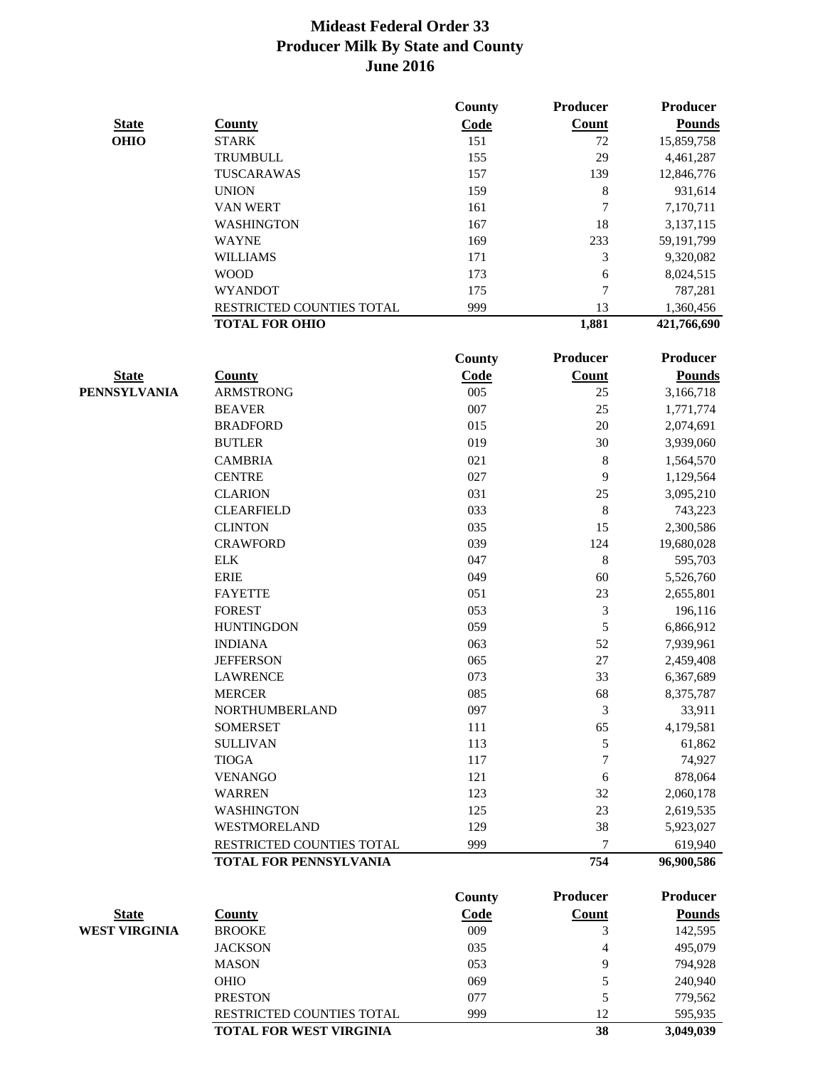# Mideast Federal Order 33
## Producer Milk By State and County
### June 2016

| State | County | County Code | Producer Count | Producer Pounds |
|---|---|---|---|---|
| **OHIO** | STARK | 151 | 72 | 15,859,758 |
| | TRUMBULL | 155 | 29 | 4,461,287 |
| | TUSCARAWAS | 157 | 139 | 12,846,776 |
| | UNION | 159 | 8 | 931,614 |
| | VAN WERT | 161 | 7 | 7,170,711 |
| | WASHINGTON | 167 | 18 | 3,137,115 |
| | WAYNE | 169 | 233 | 59,191,799 |
| | WILLIAMS | 171 | 3 | 9,320,082 |
| | WOOD | 173 | 6 | 8,024,515 |
| | WYANDOT | 175 | 7 | 787,281 |
| | RESTRICTED COUNTIES TOTAL | 999 | 13 | 1,360,456 |
| | **TOTAL FOR OHIO** | | **1,881** | **421,766,690** |

| State | County | County Code | Producer Count | Producer Pounds |
|---|---|---|---|---|
| **PENNSYLVANIA** | ARMSTRONG | 005 | 25 | 3,166,718 |
| | BEAVER | 007 | 25 | 1,771,774 |
| | BRADFORD | 015 | 20 | 2,074,691 |
| | BUTLER | 019 | 30 | 3,939,060 |
| | CAMBRIA | 021 | 8 | 1,564,570 |
| | CENTRE | 027 | 9 | 1,129,564 |
| | CLARION | 031 | 25 | 3,095,210 |
| | CLEARFIELD | 033 | 8 | 743,223 |
| | CLINTON | 035 | 15 | 2,300,586 |
| | CRAWFORD | 039 | 124 | 19,680,028 |
| | ELK | 047 | 8 | 595,703 |
| | ERIE | 049 | 60 | 5,526,760 |
| | FAYETTE | 051 | 23 | 2,655,801 |
| | FOREST | 053 | 3 | 196,116 |
| | HUNTINGDON | 059 | 5 | 6,866,912 |
| | INDIANA | 063 | 52 | 7,939,961 |
| | JEFFERSON | 065 | 27 | 2,459,408 |
| | LAWRENCE | 073 | 33 | 6,367,689 |
| | MERCER | 085 | 68 | 8,375,787 |
| | NORTHUMBERLAND | 097 | 3 | 33,911 |
| | SOMERSET | 111 | 65 | 4,179,581 |
| | SULLIVAN | 113 | 5 | 61,862 |
| | TIOGA | 117 | 7 | 74,927 |
| | VENANGO | 121 | 6 | 878,064 |
| | WARREN | 123 | 32 | 2,060,178 |
| | WASHINGTON | 125 | 23 | 2,619,535 |
| | WESTMORELAND | 129 | 38 | 5,923,027 |
| | RESTRICTED COUNTIES TOTAL | 999 | 7 | 619,940 |
| | **TOTAL FOR PENNSYLVANIA** | | **754** | **96,900,586** |

| State | County | County Code | Producer Count | Producer Pounds |
|---|---|---|---|---|
| **WEST VIRGINIA** | BROOKE | 009 | 3 | 142,595 |
| | JACKSON | 035 | 4 | 495,079 |
| | MASON | 053 | 9 | 794,928 |
| | OHIO | 069 | 5 | 240,940 |
| | PRESTON | 077 | 5 | 779,562 |
| | RESTRICTED COUNTIES TOTAL | 999 | 12 | 595,935 |
| | **TOTAL FOR WEST VIRGINIA** | | **38** | **3,049,039** |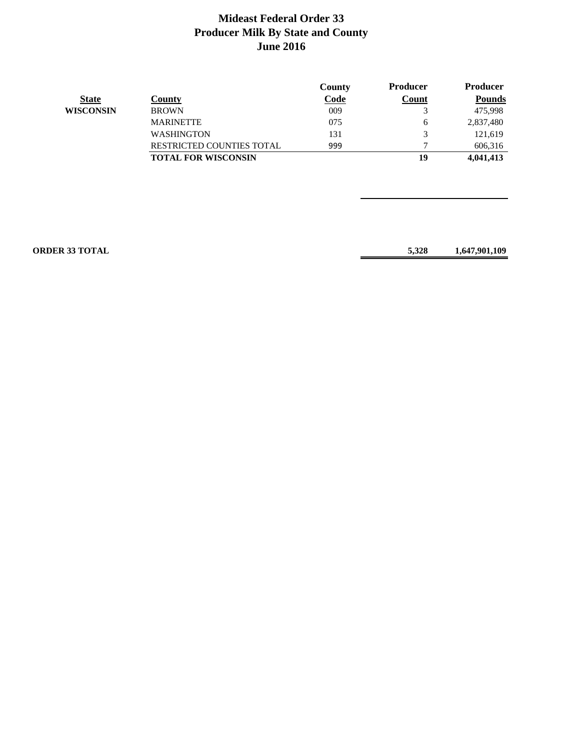# Mideast Federal Order 33
# Producer Milk By State and County
# June 2016

| State | County | County Code | Producer Count | Producer Pounds |
|---|---|---|---|---|
| **WISCONSIN** | BROWN | 009 | 3 | 475,998 |
| | MARINETTE | 075 | 6 | 2,837,480 |
| | WASHINGTON | 131 | 3 | 121,619 |
| | RESTRICTED COUNTIES TOTAL | 999 | 7 | 606,316 |
| | **TOTAL FOR WISCONSIN** | | **19** | **4,041,413** |
| **ORDER 33 TOTAL** | | | **5,328** | **1,647,901,109** |